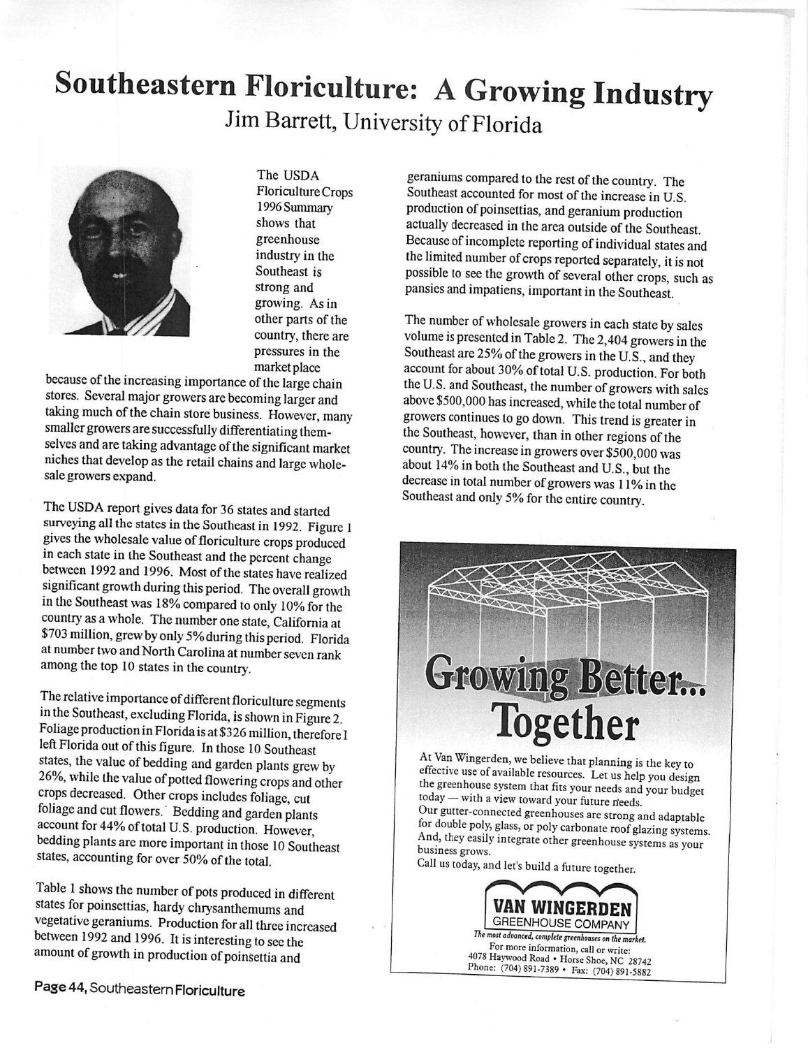# Southeastern Floriculture: A Growing Industry

## Jim Barrett, University of Florida

The USDA Floriculture Crops 1996 Summary shows that greenhouse industry in the Southeast is strong and growing. As in other parts of the country, there are pressures in the market place because of the increasing importance of the large chain stores. Several major growers are becoming larger and taking much of the chain store business. However, many smaller growers are successfully differentiating themselves and are taking advantage of the significant market niches that develop as the retail chains and large wholesale growers expand.

The USDA report gives data for 36 states and started surveying all the states in the Southeast in 1992. Figure 1 gives the wholesale value of floriculture crops produced in each state in the Southeast and the percent change between 1992 and 1996. Most of the states have realized significant growth during this period. The overall growth in the Southeast was 18% compared to only 10% for the country as a whole. The number one state, California at \$703 million, grew by only 5% during this period. Florida at number two and North Carolina at number seven rank among the top 10 states in the country.

The relative importance of different floriculture segments in the Southeast, excluding Florida, is shown in Figure 2. Foliage production in Florida is at \$326 million, therefore I left Florida out of this figure. In those 10 Southeast states, the value of bedding and garden plants grew by 26%, while the value of potted flowering crops and other crops decreased. Other crops includes foliage, cut foliage and cut flowers. Bedding and garden plants account for 44% of total U.S. production. However, bedding plants are more important in those 10 Southeast states, accounting for over 50% of the total.

Table 1 shows the number of pots produced in different states for poinsettias, hardy chrysanthemums and vegetative geraniums. Production for all three increased between 1992 and 1996. It is interesting to see the amount of growth in production of poinsettia and geraniums compared to the rest of the country. The Southeast accounted for most of the increase in U.S. production of poinsettias, and geranium production actually decreased in the area outside of the Southeast. Because of incomplete reporting of individual states and the limited number of crops reported separately, it is not possible to see the growth of several other crops, such as pansies and impatiens, important in the Southeast.

The number of wholesale growers in each state by sales volume is presented in Table 2. The 2,404 growers in the Southeast are 25% of the growers in the U.S., and they account for about 30% of total U.S. production. For both the U.S. and Southeast, the number of growers with sales above \$500,000 has increased, while the total number of growers continues to go down. This trend is greater in the Southeast, however, than in other regions of the country. The increase in growers over \$500,000 was about 14% in both the Southeast and U.S., but the decrease in total number of growers was 11% in the Southeast and only 5% for the entire country.

**Growing Better... Together**

At Van Wingerden, we believe that planning is the key to effective use of available resources. Let us help you design the greenhouse system that fits your needs and your budget today — with a view toward your future needs.

Our gutter-connected greenhouses are strong and adaptable for double poly, glass, or poly carbonate roof glazing systems. And, they easily integrate other greenhouse systems as your business grows.

Call us today, and let's build a future together.

**VAN WINGERDEN GREENHOUSE COMPANY**

*The most advanced, complete greenhouses on the market.*

For more information, call or write:
4078 Haywood Road • Horse Shoe, NC 28742
Phone: (704) 891-7389 • Fax: (704) 891-5882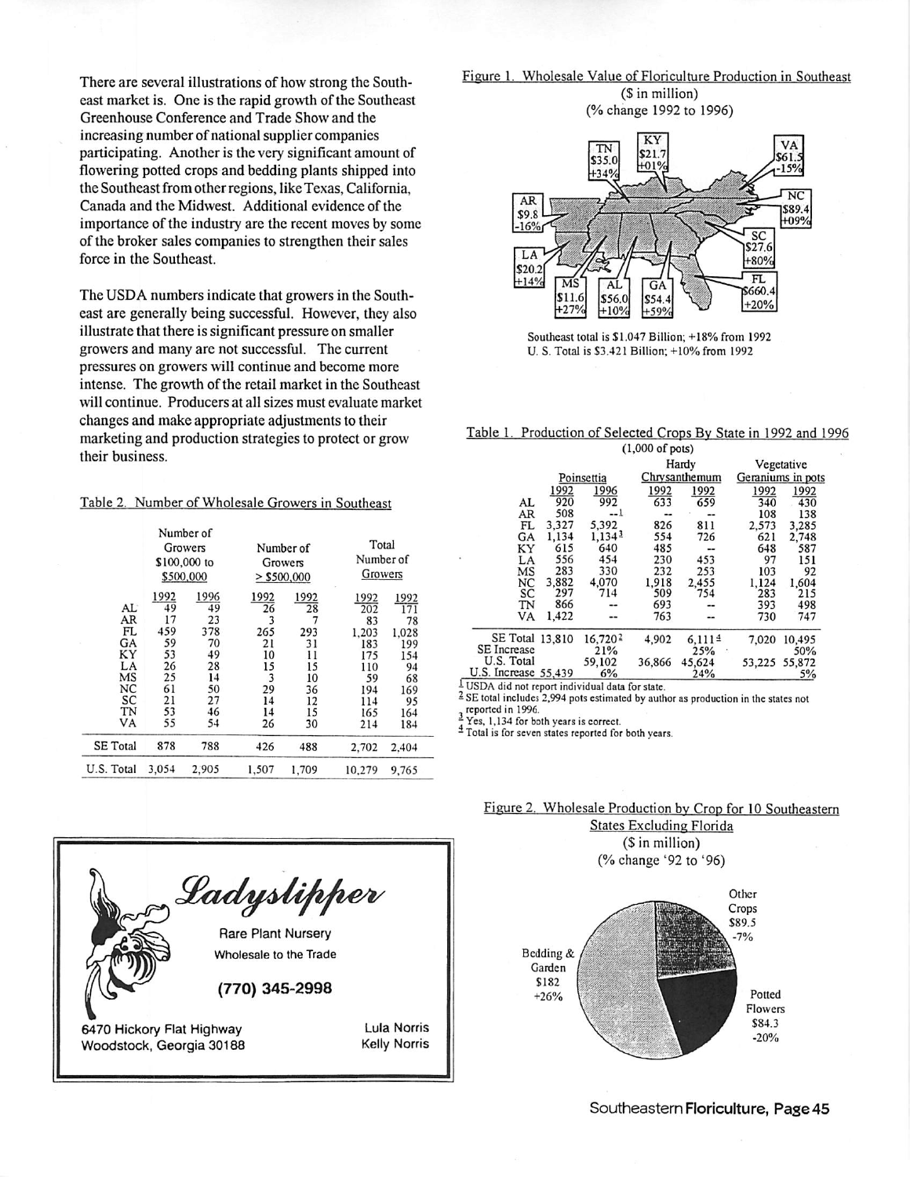There are several illustrations of how strong the Southeast market is. One is the rapid growth of the Southeast Greenhouse Conference and Trade Show and the increasing number of national supplier companies participating. Another is the very significant amount of flowering potted crops and bedding plants shipped into the Southeast from other regions, like Texas, California, Canada and the Midwest. Additional evidence of the importance of the industry are the recent moves by some of the broker sales companies to strengthen their sales force in the Southeast.

The USDA numbers indicate that growers in the Southeast are generally being successful. However, they also illustrate that there is significant pressure on smaller growers and many are not successful. The current pressures on growers will continue and become more intense. The growth of the retail market in the Southeast will continue. Producers at all sizes must evaluate market changes and make appropriate adjustments to their marketing and production strategies to protect or grow their business.

Table 2. Number of Wholesale Growers in Southeast

| | Number of Growers $100,000 to $500,000 | | Number of Growers > $500,000 | | Total Number of Growers | |
|---|---|---|---|---|---|---|
| | 1992 | 1996 | 1992 | 1992 | 1992 | 1992 |
| AL | 49 | 49 | 26 | 28 | 202 | 171 |
| AR | 17 | 23 | 3 | 7 | 83 | 78 |
| FL | 459 | 378 | 265 | 293 | 1,203 | 1,028 |
| GA | 59 | 70 | 21 | 31 | 183 | 199 |
| KY | 53 | 49 | 10 | 11 | 175 | 154 |
| LA | 26 | 28 | 15 | 15 | 110 | 94 |
| MS | 25 | 14 | 3 | 10 | 59 | 68 |
| NC | 61 | 50 | 29 | 36 | 194 | 169 |
| SC | 21 | 27 | 14 | 12 | 114 | 95 |
| TN | 53 | 46 | 14 | 15 | 165 | 164 |
| VA | 55 | 54 | 26 | 30 | 214 | 184 |
| SE Total | 878 | 788 | 426 | 488 | 2,702 | 2,404 |
| U.S. Total | 3,054 | 2,905 | 1,507 | 1,709 | 10,279 | 9,765 |

Ladyslipper
Rare Plant Nursery
Wholesale to the Trade
(770) 345-2998
6470 Hickory Flat Highway
Woodstock, Georgia 30188
Lula Norris
Kelly Norris

Figure 1. Wholesale Value of Floriculture Production in Southeast
($ in million)
(% change 1992 to 1996)

TN $35.0 +34%
KY $21.7 +01%
VA $61.5 -15%
NC $89.4 +09%
AR $9.8 -16%
SC $27.6 +80%
LA $20.2 +14%
MS $11.6 +27%
AL $56.0 +10%
GA $54.4 +59%
FL $660.4 +20%

Southeast total is $1.047 Billion; +18% from 1992
U. S. Total is $3.421 Billion; +10% from 1992

Table 1. Production of Selected Crops By State in 1992 and 1996
(1,000 of pots)

| | Poinsettia | | Hardy Chrysanthemum | | Vegetative Geraniums in pots | |
|---|---|---|---|---|---|---|
| | 1992 | 1996 | 1992 | 1992 | 1992 | 1992 |
| AL | 920 | 992 | 633 | 659 | 340 | 430 |
| AR | 508 | --[1] | -- | -- | 108 | 138 |
| FL | 3,327 | 5,392 | 826 | 811 | 2,573 | 3,285 |
| GA | 1,134 | 1,134[3] | 554 | 726 | 621 | 2,748 |
| KY | 615 | 640 | 485 | -- | 648 | 587 |
| LA | 556 | 454 | 230 | 453 | 97 | 151 |
| MS | 283 | 330 | 232 | 253 | 103 | 92 |
| NC | 3,882 | 4,070 | 1,918 | 2,455 | 1,124 | 1,604 |
| SC | 297 | 714 | 509 | 754 | 283 | 215 |
| TN | 866 | -- | 693 | -- | 393 | 498 |
| VA | 1,422 | -- | 763 | -- | 730 | 747 |
| SE Total | 13,810 | 16,720[2] | 4,902 | 6,111[4] | 7,020 | 10,495 |
| SE Increase | | 21% | | 25% | | 50% |
| U.S. Total | | 59,102 | 36,866 | 45,624 | 53,225 | 55,872 |
| U.S. Increase | 55,439 | 6% | | 24% | | 5% |

[1] USDA did not report individual data for state.
[2] SE total includes 2,994 pots estimated by author as production in the states not reported in 1996.
[3] Yes, 1,134 for both years is correct.
[4] Total is for seven states reported for both years.

Figure 2. Wholesale Production by Crop for 10 Southeastern States Excluding Florida
($ in million)
(% change '92 to '96)

Other Crops $89.5 -7%
Bedding & Garden $182 +26%
Potted Flowers $84.3 -20%